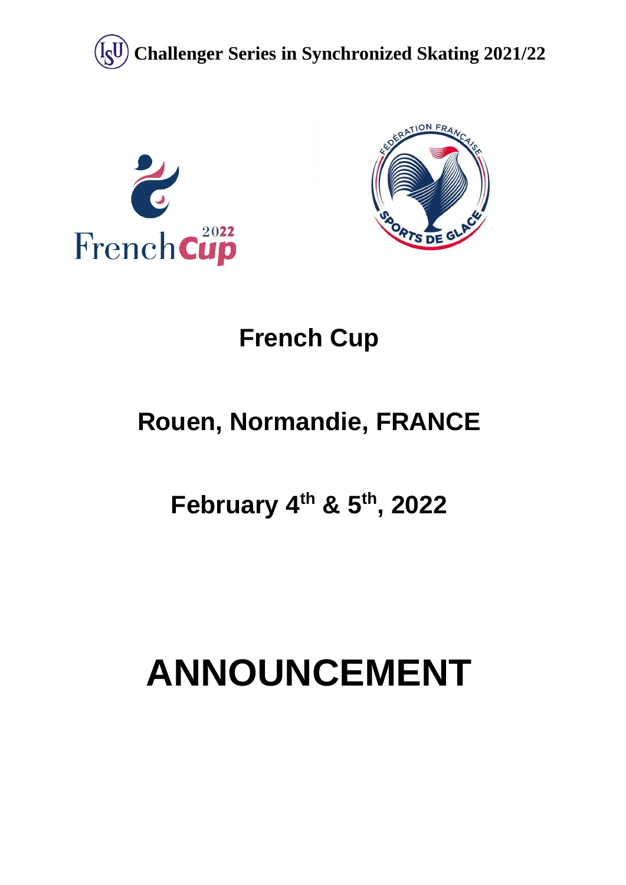**Challenger Series in Synchronized Skating 2021/22**

# French Cup

## Rouen, Normandie, FRANCE

## February 4th & 5th, 2022

# ANNOUNCEMENT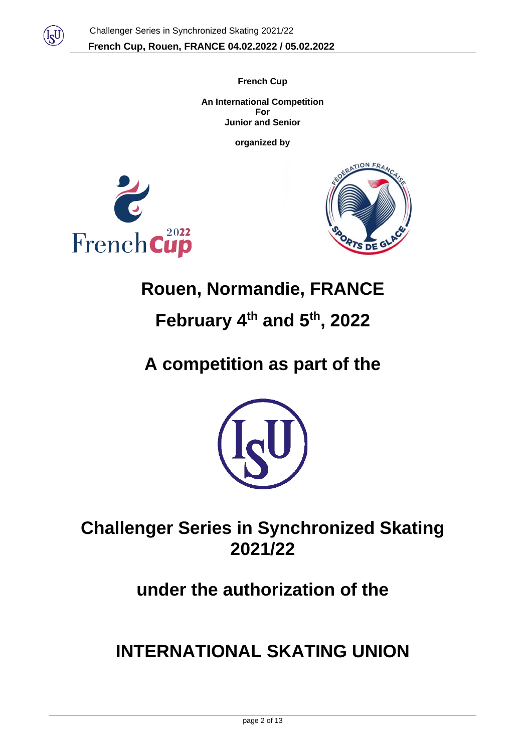**French Cup**

**An International Competition**
**For**
**Junior and Senior**

**organized by**

# Rouen, Normandie, FRANCE

# February 4th and 5th, 2022

# A competition as part of the

# Challenger Series in Synchronized Skating 2021/22

# under the authorization of the

# INTERNATIONAL SKATING UNION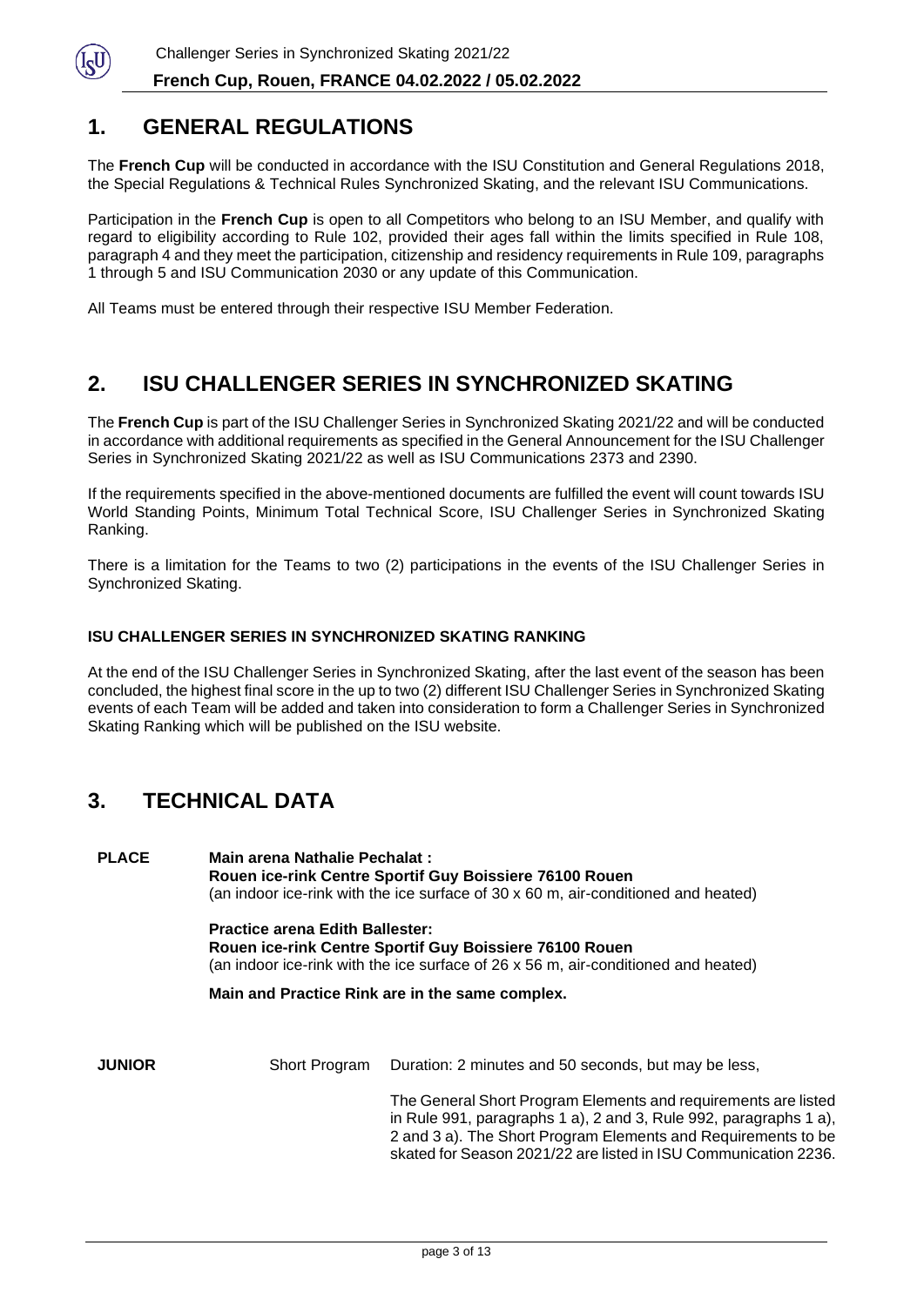## 1. GENERAL REGULATIONS

The **French Cup** will be conducted in accordance with the ISU Constitution and General Regulations 2018, the Special Regulations & Technical Rules Synchronized Skating, and the relevant ISU Communications.

Participation in the **French Cup** is open to all Competitors who belong to an ISU Member, and qualify with regard to eligibility according to Rule 102, provided their ages fall within the limits specified in Rule 108, paragraph 4 and they meet the participation, citizenship and residency requirements in Rule 109, paragraphs 1 through 5 and ISU Communication 2030 or any update of this Communication.

All Teams must be entered through their respective ISU Member Federation.

## 2. ISU CHALLENGER SERIES IN SYNCHRONIZED SKATING

The **French Cup** is part of the ISU Challenger Series in Synchronized Skating 2021/22 and will be conducted in accordance with additional requirements as specified in the General Announcement for the ISU Challenger Series in Synchronized Skating 2021/22 as well as ISU Communications 2373 and 2390.

If the requirements specified in the above-mentioned documents are fulfilled the event will count towards ISU World Standing Points, Minimum Total Technical Score, ISU Challenger Series in Synchronized Skating Ranking.

There is a limitation for the Teams to two (2) participations in the events of the ISU Challenger Series in Synchronized Skating.

### ISU CHALLENGER SERIES IN SYNCHRONIZED SKATING RANKING

At the end of the ISU Challenger Series in Synchronized Skating, after the last event of the season has been concluded, the highest final score in the up to two (2) different ISU Challenger Series in Synchronized Skating events of each Team will be added and taken into consideration to form a Challenger Series in Synchronized Skating Ranking which will be published on the ISU website.

## 3. TECHNICAL DATA

**PLACE**

**Main arena Nathalie Pechalat :**
**Rouen ice-rink Centre Sportif Guy Boissiere 76100 Rouen**
(an indoor ice-rink with the ice surface of 30 x 60 m, air-conditioned and heated)

**Practice arena Edith Ballester:**
**Rouen ice-rink Centre Sportif Guy Boissiere 76100 Rouen**
(an indoor ice-rink with the ice surface of 26 x 56 m, air-conditioned and heated)

**Main and Practice Rink are in the same complex.**

**JUNIOR**

Short Program — Duration: 2 minutes and 50 seconds, but may be less,

The General Short Program Elements and requirements are listed in Rule 991, paragraphs 1 a), 2 and 3, Rule 992, paragraphs 1 a), 2 and 3 a). The Short Program Elements and Requirements to be skated for Season 2021/22 are listed in ISU Communication 2236.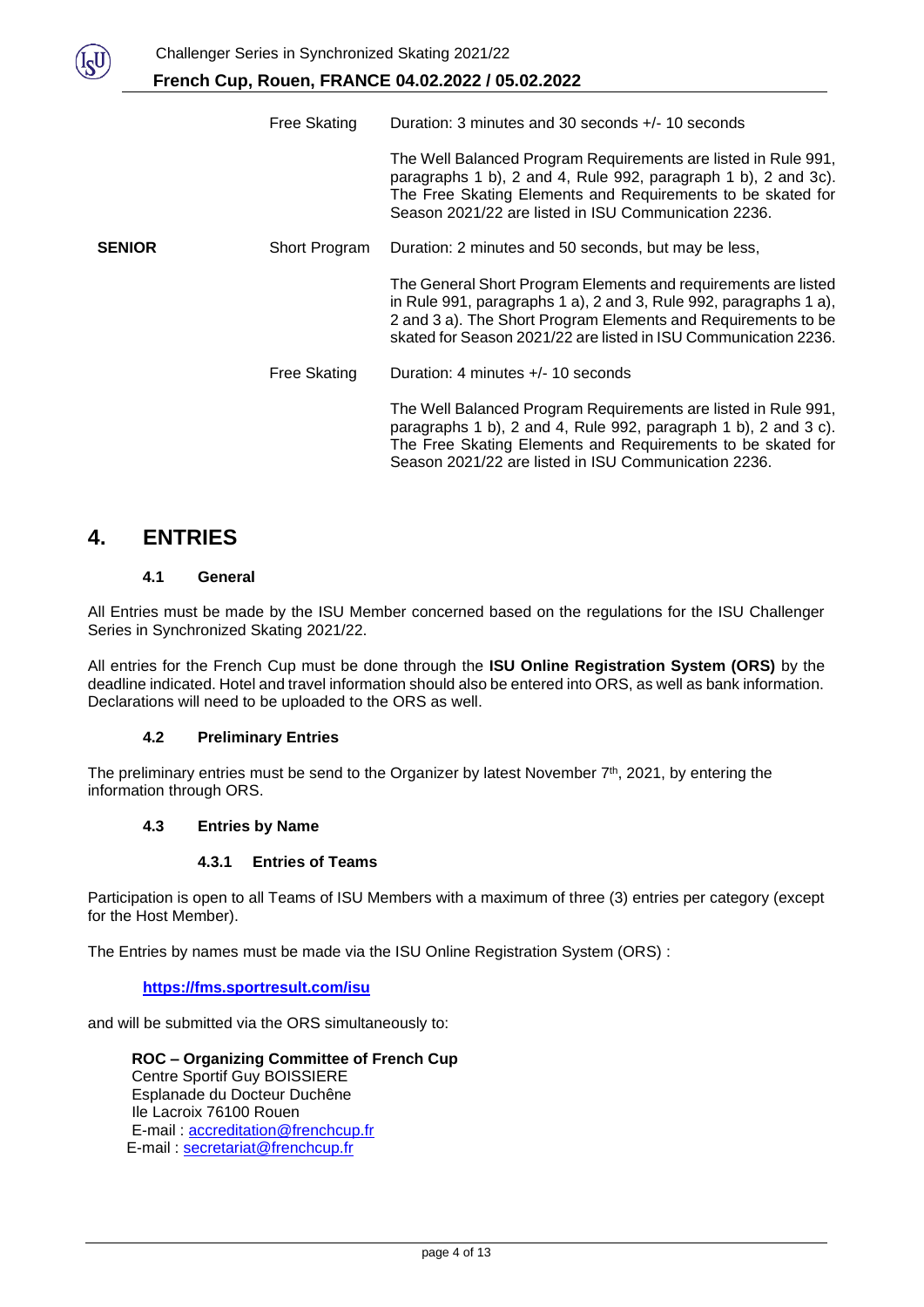| | | |
|---|---|---|
| | Free Skating | Duration: 3 minutes and 30 seconds +/- 10 seconds<br><br>The Well Balanced Program Requirements are listed in Rule 991, paragraphs 1 b), 2 and 4, Rule 992, paragraph 1 b), 2 and 3c). The Free Skating Elements and Requirements to be skated for Season 2021/22 are listed in ISU Communication 2236. |
| **SENIOR** | Short Program | Duration: 2 minutes and 50 seconds, but may be less,<br><br>The General Short Program Elements and requirements are listed in Rule 991, paragraphs 1 a), 2 and 3, Rule 992, paragraphs 1 a), 2 and 3 a). The Short Program Elements and Requirements to be skated for Season 2021/22 are listed in ISU Communication 2236. |
| | Free Skating | Duration: 4 minutes +/- 10 seconds<br><br>The Well Balanced Program Requirements are listed in Rule 991, paragraphs 1 b), 2 and 4, Rule 992, paragraph 1 b), 2 and 3 c). The Free Skating Elements and Requirements to be skated for Season 2021/22 are listed in ISU Communication 2236. |

# 4. ENTRIES

### 4.1 General

All Entries must be made by the ISU Member concerned based on the regulations for the ISU Challenger Series in Synchronized Skating 2021/22.

All entries for the French Cup must be done through the **ISU Online Registration System (ORS)** by the deadline indicated. Hotel and travel information should also be entered into ORS, as well as bank information. Declarations will need to be uploaded to the ORS as well.

### 4.2 Preliminary Entries

The preliminary entries must be send to the Organizer by latest November 7th, 2021, by entering the information through ORS.

### 4.3 Entries by Name

#### 4.3.1 Entries of Teams

Participation is open to all Teams of ISU Members with a maximum of three (3) entries per category (except for the Host Member).

The Entries by names must be made via the ISU Online Registration System (ORS) :

**https://fms.sportresult.com/isu**

and will be submitted via the ORS simultaneously to:

**ROC – Organizing Committee of French Cup**
Centre Sportif Guy BOISSIERE
Esplanade du Docteur Duchêne
Ile Lacroix 76100 Rouen
E-mail : accreditation@frenchcup.fr
E-mail : secretariat@frenchcup.fr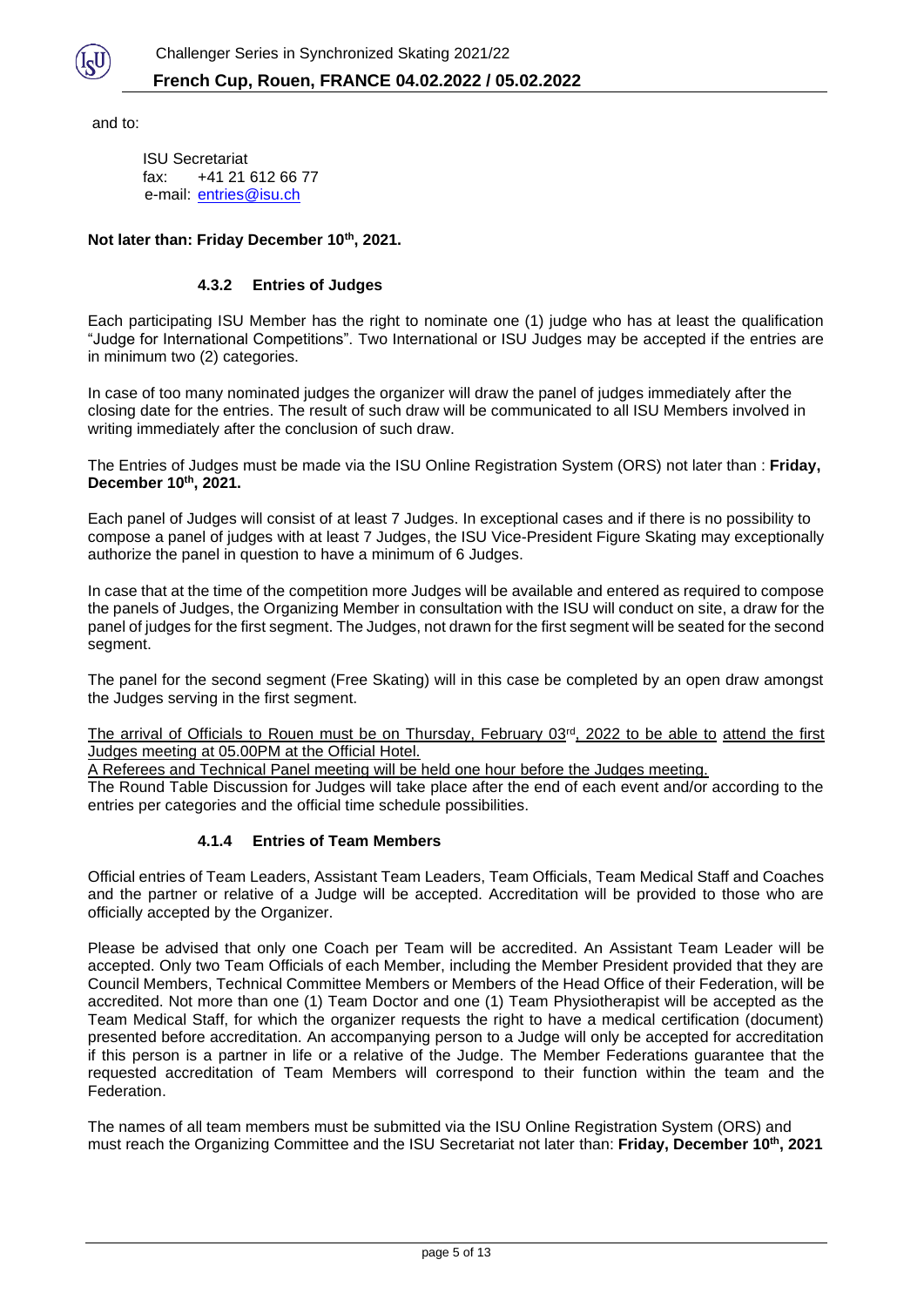and to:

ISU Secretariat
fax: +41 21 612 66 77
e-mail: entries@isu.ch

**Not later than: Friday December 10th, 2021.**

#### 4.3.2 Entries of Judges

Each participating ISU Member has the right to nominate one (1) judge who has at least the qualification "Judge for International Competitions". Two International or ISU Judges may be accepted if the entries are in minimum two (2) categories.

In case of too many nominated judges the organizer will draw the panel of judges immediately after the closing date for the entries. The result of such draw will be communicated to all ISU Members involved in writing immediately after the conclusion of such draw.

The Entries of Judges must be made via the ISU Online Registration System (ORS) not later than : **Friday, December 10th, 2021.**

Each panel of Judges will consist of at least 7 Judges. In exceptional cases and if there is no possibility to compose a panel of judges with at least 7 Judges, the ISU Vice-President Figure Skating may exceptionally authorize the panel in question to have a minimum of 6 Judges.

In case that at the time of the competition more Judges will be available and entered as required to compose the panels of Judges, the Organizing Member in consultation with the ISU will conduct on site, a draw for the panel of judges for the first segment. The Judges, not drawn for the first segment will be seated for the second segment.

The panel for the second segment (Free Skating) will in this case be completed by an open draw amongst the Judges serving in the first segment.

The arrival of Officials to Rouen must be on Thursday, February 03rd, 2022 to be able to attend the first Judges meeting at 05.00PM at the Official Hotel.
A Referees and Technical Panel meeting will be held one hour before the Judges meeting.
The Round Table Discussion for Judges will take place after the end of each event and/or according to the entries per categories and the official time schedule possibilities.

#### 4.1.4 Entries of Team Members

Official entries of Team Leaders, Assistant Team Leaders, Team Officials, Team Medical Staff and Coaches and the partner or relative of a Judge will be accepted. Accreditation will be provided to those who are officially accepted by the Organizer.

Please be advised that only one Coach per Team will be accredited. An Assistant Team Leader will be accepted. Only two Team Officials of each Member, including the Member President provided that they are Council Members, Technical Committee Members or Members of the Head Office of their Federation, will be accredited. Not more than one (1) Team Doctor and one (1) Team Physiotherapist will be accepted as the Team Medical Staff, for which the organizer requests the right to have a medical certification (document) presented before accreditation. An accompanying person to a Judge will only be accepted for accreditation if this person is a partner in life or a relative of the Judge. The Member Federations guarantee that the requested accreditation of Team Members will correspond to their function within the team and the Federation.

The names of all team members must be submitted via the ISU Online Registration System (ORS) and must reach the Organizing Committee and the ISU Secretariat not later than: **Friday, December 10th, 2021**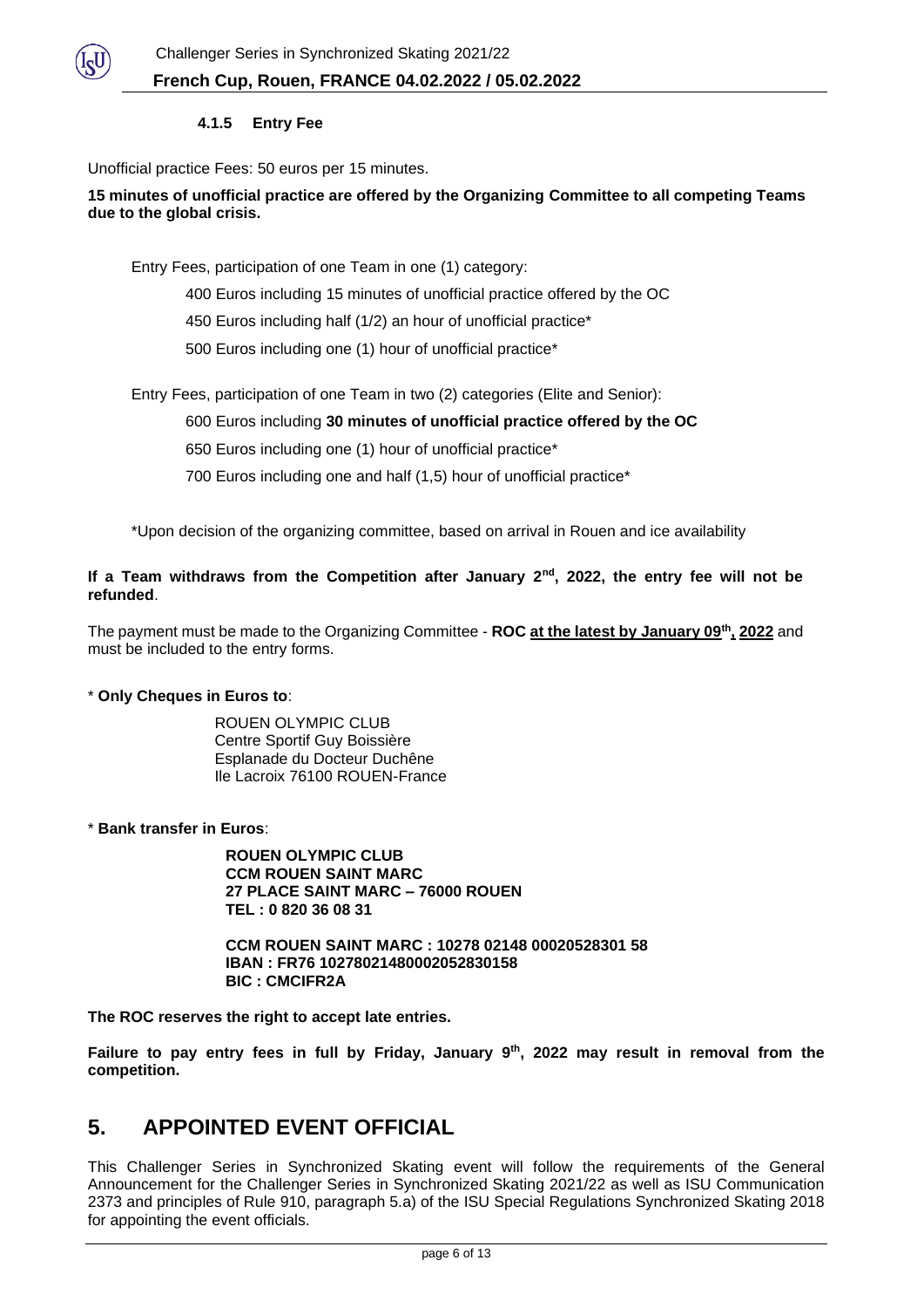#### 4.1.5 Entry Fee

Unofficial practice Fees: 50 euros per 15 minutes.

**15 minutes of unofficial practice are offered by the Organizing Committee to all competing Teams due to the global crisis.**

Entry Fees, participation of one Team in one (1) category:

400 Euros including 15 minutes of unofficial practice offered by the OC

450 Euros including half (1/2) an hour of unofficial practice*

500 Euros including one (1) hour of unofficial practice*

Entry Fees, participation of one Team in two (2) categories (Elite and Senior):

600 Euros including **30 minutes of unofficial practice offered by the OC**

650 Euros including one (1) hour of unofficial practice*

700 Euros including one and half (1,5) hour of unofficial practice*

*Upon decision of the organizing committee, based on arrival in Rouen and ice availability

**If a Team withdraws from the Competition after January 2nd, 2022, the entry fee will not be refunded**.

The payment must be made to the Organizing Committee - **ROC at the latest by January 09th, 2022** and must be included to the entry forms.

* **Only Cheques in Euros to**:

ROUEN OLYMPIC CLUB
Centre Sportif Guy Boissière
Esplanade du Docteur Duchêne
Ile Lacroix 76100 ROUEN-France

* **Bank transfer in Euros**:

**ROUEN OLYMPIC CLUB**
**CCM ROUEN SAINT MARC**
**27 PLACE SAINT MARC – 76000 ROUEN**
**TEL : 0 820 36 08 31**

**CCM ROUEN SAINT MARC : 10278 02148 00020528301 58**
**IBAN : FR76 10278021480002052830158**
**BIC : CMCIFR2A**

**The ROC reserves the right to accept late entries.**

**Failure to pay entry fees in full by Friday, January 9th, 2022 may result in removal from the competition.**

## 5. APPOINTED EVENT OFFICIAL

This Challenger Series in Synchronized Skating event will follow the requirements of the General Announcement for the Challenger Series in Synchronized Skating 2021/22 as well as ISU Communication 2373 and principles of Rule 910, paragraph 5.a) of the ISU Special Regulations Synchronized Skating 2018 for appointing the event officials.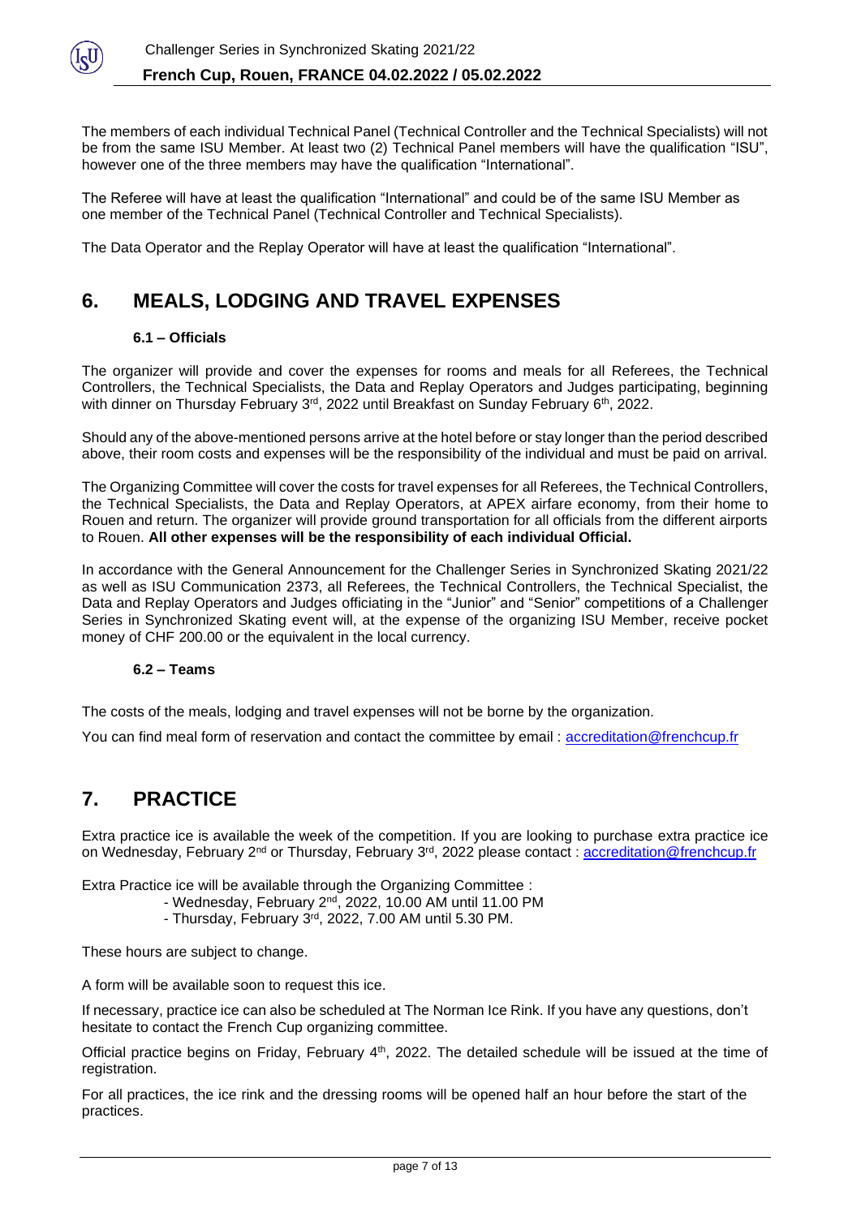The members of each individual Technical Panel (Technical Controller and the Technical Specialists) will not be from the same ISU Member. At least two (2) Technical Panel members will have the qualification "ISU", however one of the three members may have the qualification "International".

The Referee will have at least the qualification "International" and could be of the same ISU Member as one member of the Technical Panel (Technical Controller and Technical Specialists).

The Data Operator and the Replay Operator will have at least the qualification "International".

# 6. MEALS, LODGING AND TRAVEL EXPENSES

### 6.1 – Officials

The organizer will provide and cover the expenses for rooms and meals for all Referees, the Technical Controllers, the Technical Specialists, the Data and Replay Operators and Judges participating, beginning with dinner on Thursday February 3rd, 2022 until Breakfast on Sunday February 6th, 2022.

Should any of the above-mentioned persons arrive at the hotel before or stay longer than the period described above, their room costs and expenses will be the responsibility of the individual and must be paid on arrival.

The Organizing Committee will cover the costs for travel expenses for all Referees, the Technical Controllers, the Technical Specialists, the Data and Replay Operators, at APEX airfare economy, from their home to Rouen and return. The organizer will provide ground transportation for all officials from the different airports to Rouen. **All other expenses will be the responsibility of each individual Official.**

In accordance with the General Announcement for the Challenger Series in Synchronized Skating 2021/22 as well as ISU Communication 2373, all Referees, the Technical Controllers, the Technical Specialist, the Data and Replay Operators and Judges officiating in the "Junior" and "Senior" competitions of a Challenger Series in Synchronized Skating event will, at the expense of the organizing ISU Member, receive pocket money of CHF 200.00 or the equivalent in the local currency.

### 6.2 – Teams

The costs of the meals, lodging and travel expenses will not be borne by the organization.

You can find meal form of reservation and contact the committee by email : accreditation@frenchcup.fr

# 7. PRACTICE

Extra practice ice is available the week of the competition. If you are looking to purchase extra practice ice on Wednesday, February 2nd or Thursday, February 3rd, 2022 please contact : accreditation@frenchcup.fr

Extra Practice ice will be available through the Organizing Committee :

- Wednesday, February 2nd, 2022, 10.00 AM until 11.00 PM
- Thursday, February 3rd, 2022, 7.00 AM until 5.30 PM.

These hours are subject to change.

A form will be available soon to request this ice.

If necessary, practice ice can also be scheduled at The Norman Ice Rink. If you have any questions, don't hesitate to contact the French Cup organizing committee.

Official practice begins on Friday, February 4th, 2022. The detailed schedule will be issued at the time of registration.

For all practices, the ice rink and the dressing rooms will be opened half an hour before the start of the practices.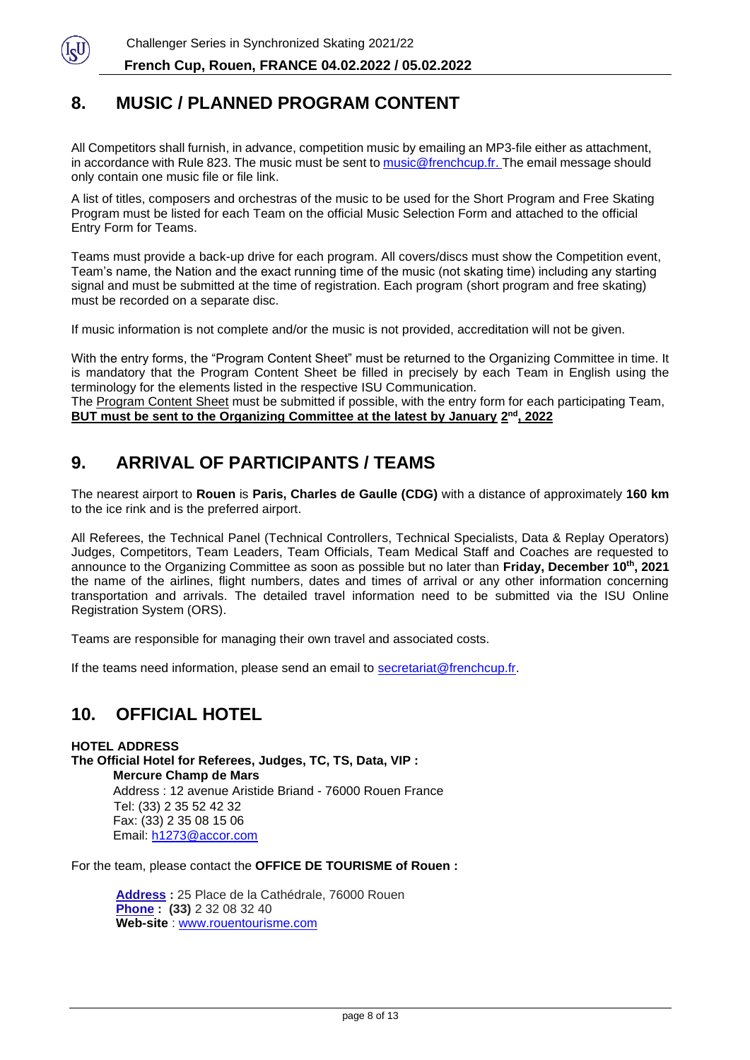## 8. MUSIC / PLANNED PROGRAM CONTENT

All Competitors shall furnish, in advance, competition music by emailing an MP3-file either as attachment, in accordance with Rule 823. The music must be sent to music@frenchcup.fr. The email message should only contain one music file or file link.

A list of titles, composers and orchestras of the music to be used for the Short Program and Free Skating Program must be listed for each Team on the official Music Selection Form and attached to the official Entry Form for Teams.

Teams must provide a back-up drive for each program. All covers/discs must show the Competition event, Team's name, the Nation and the exact running time of the music (not skating time) including any starting signal and must be submitted at the time of registration. Each program (short program and free skating) must be recorded on a separate disc.

If music information is not complete and/or the music is not provided, accreditation will not be given.

With the entry forms, the "Program Content Sheet" must be returned to the Organizing Committee in time. It is mandatory that the Program Content Sheet be filled in precisely by each Team in English using the terminology for the elements listed in the respective ISU Communication.
The Program Content Sheet must be submitted if possible, with the entry form for each participating Team, **BUT must be sent to the Organizing Committee at the latest by January 2nd, 2022**

## 9. ARRIVAL OF PARTICIPANTS / TEAMS

The nearest airport to **Rouen** is **Paris, Charles de Gaulle (CDG)** with a distance of approximately **160 km** to the ice rink and is the preferred airport.

All Referees, the Technical Panel (Technical Controllers, Technical Specialists, Data & Replay Operators) Judges, Competitors, Team Leaders, Team Officials, Team Medical Staff and Coaches are requested to announce to the Organizing Committee as soon as possible but no later than **Friday, December 10th, 2021** the name of the airlines, flight numbers, dates and times of arrival or any other information concerning transportation and arrivals. The detailed travel information need to be submitted via the ISU Online Registration System (ORS).

Teams are responsible for managing their own travel and associated costs.

If the teams need information, please send an email to secretariat@frenchcup.fr.

## 10. OFFICIAL HOTEL

**HOTEL ADDRESS**
**The Official Hotel for Referees, Judges, TC, TS, Data, VIP :**
**Mercure Champ de Mars**
Address : 12 avenue Aristide Briand - 76000 Rouen France
Tel: (33) 2 35 52 42 32
Fax: (33) 2 35 08 15 06
Email: h1273@accor.com

For the team, please contact the **OFFICE DE TOURISME of Rouen :**

**Address :** 25 Place de la Cathédrale, 76000 Rouen
**Phone : (33)** 2 32 08 32 40
**Web-site** : www.rouentourisme.com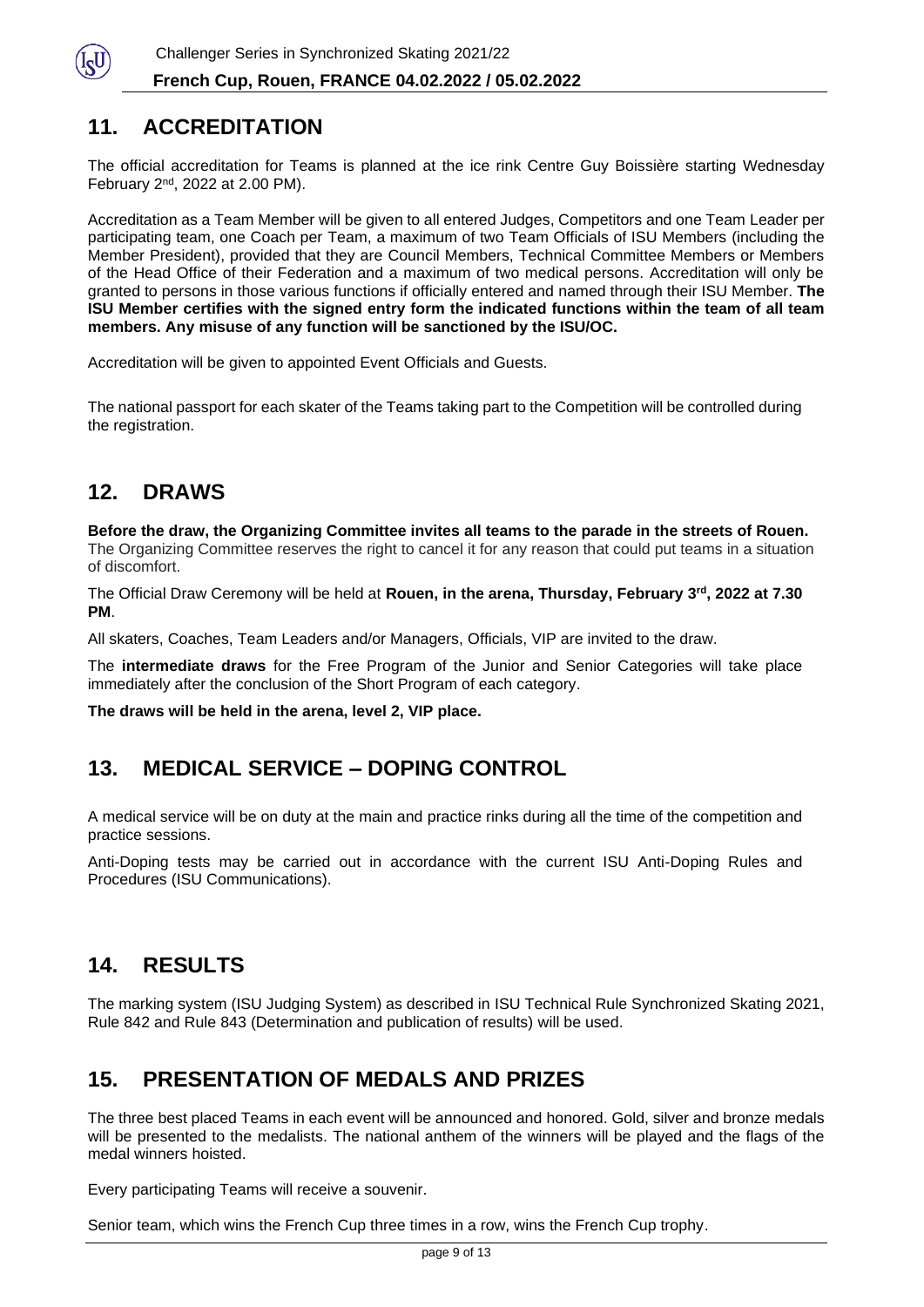## 11. ACCREDITATION

The official accreditation for Teams is planned at the ice rink Centre Guy Boissière starting Wednesday February 2nd, 2022 at 2.00 PM).

Accreditation as a Team Member will be given to all entered Judges, Competitors and one Team Leader per participating team, one Coach per Team, a maximum of two Team Officials of ISU Members (including the Member President), provided that they are Council Members, Technical Committee Members or Members of the Head Office of their Federation and a maximum of two medical persons. Accreditation will only be granted to persons in those various functions if officially entered and named through their ISU Member. **The ISU Member certifies with the signed entry form the indicated functions within the team of all team members. Any misuse of any function will be sanctioned by the ISU/OC.**

Accreditation will be given to appointed Event Officials and Guests.

The national passport for each skater of the Teams taking part to the Competition will be controlled during the registration.

## 12. DRAWS

**Before the draw, the Organizing Committee invites all teams to the parade in the streets of Rouen.** The Organizing Committee reserves the right to cancel it for any reason that could put teams in a situation of discomfort.

The Official Draw Ceremony will be held at **Rouen, in the arena, Thursday, February 3rd, 2022 at 7.30 PM**.

All skaters, Coaches, Team Leaders and/or Managers, Officials, VIP are invited to the draw.

The **intermediate draws** for the Free Program of the Junior and Senior Categories will take place immediately after the conclusion of the Short Program of each category.

**The draws will be held in the arena, level 2, VIP place.**

## 13. MEDICAL SERVICE – DOPING CONTROL

A medical service will be on duty at the main and practice rinks during all the time of the competition and practice sessions.

Anti-Doping tests may be carried out in accordance with the current ISU Anti-Doping Rules and Procedures (ISU Communications).

## 14. RESULTS

The marking system (ISU Judging System) as described in ISU Technical Rule Synchronized Skating 2021, Rule 842 and Rule 843 (Determination and publication of results) will be used.

## 15. PRESENTATION OF MEDALS AND PRIZES

The three best placed Teams in each event will be announced and honored. Gold, silver and bronze medals will be presented to the medalists. The national anthem of the winners will be played and the flags of the medal winners hoisted.

Every participating Teams will receive a souvenir.

Senior team, which wins the French Cup three times in a row, wins the French Cup trophy.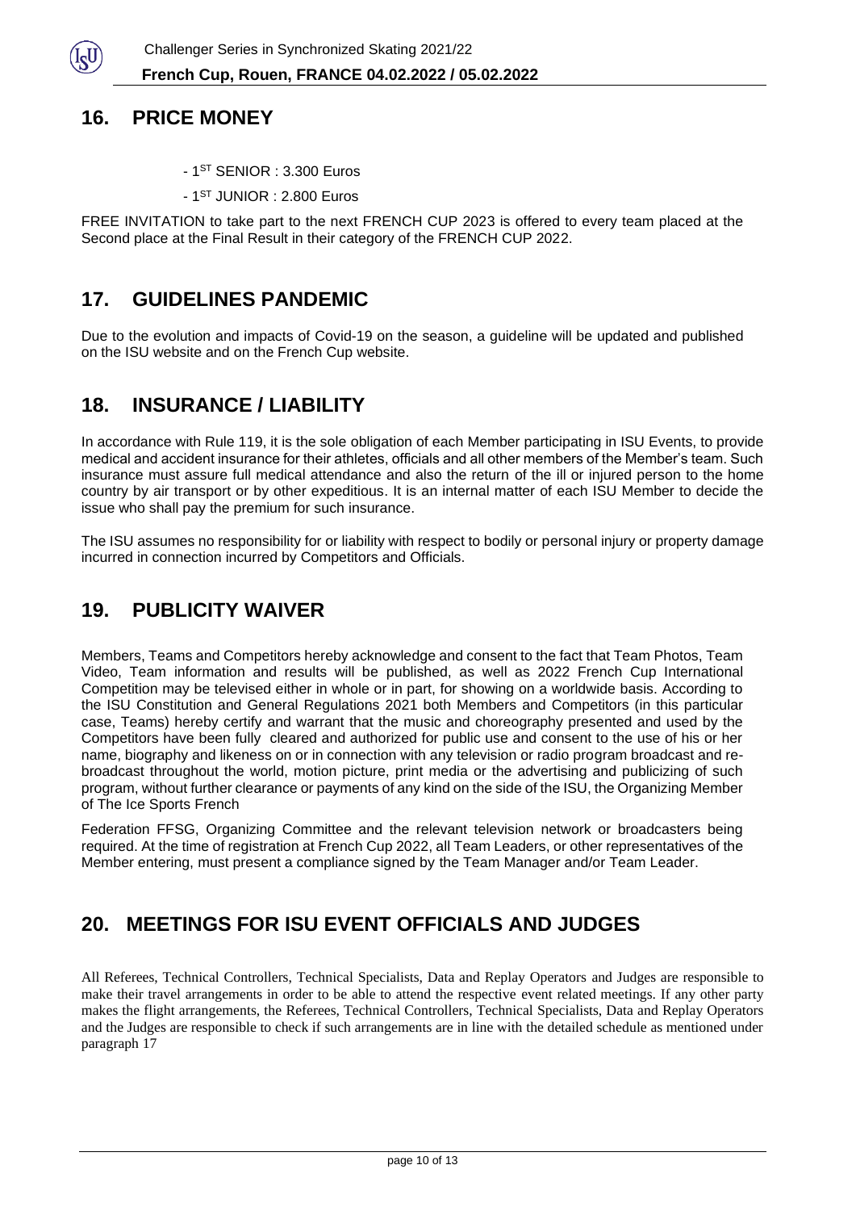## 16. PRICE MONEY

- 1[ST] SENIOR : 3.300 Euros
- 1[ST] JUNIOR : 2.800 Euros

FREE INVITATION to take part to the next FRENCH CUP 2023 is offered to every team placed at the Second place at the Final Result in their category of the FRENCH CUP 2022.

## 17. GUIDELINES PANDEMIC

Due to the evolution and impacts of Covid-19 on the season, a guideline will be updated and published on the ISU website and on the French Cup website.

## 18. INSURANCE / LIABILITY

In accordance with Rule 119, it is the sole obligation of each Member participating in ISU Events, to provide medical and accident insurance for their athletes, officials and all other members of the Member's team. Such insurance must assure full medical attendance and also the return of the ill or injured person to the home country by air transport or by other expeditious. It is an internal matter of each ISU Member to decide the issue who shall pay the premium for such insurance.

The ISU assumes no responsibility for or liability with respect to bodily or personal injury or property damage incurred in connection incurred by Competitors and Officials.

## 19. PUBLICITY WAIVER

Members, Teams and Competitors hereby acknowledge and consent to the fact that Team Photos, Team Video, Team information and results will be published, as well as 2022 French Cup International Competition may be televised either in whole or in part, for showing on a worldwide basis. According to the ISU Constitution and General Regulations 2021 both Members and Competitors (in this particular case, Teams) hereby certify and warrant that the music and choreography presented and used by the Competitors have been fully cleared and authorized for public use and consent to the use of his or her name, biography and likeness on or in connection with any television or radio program broadcast and re-broadcast throughout the world, motion picture, print media or the advertising and publicizing of such program, without further clearance or payments of any kind on the side of the ISU, the Organizing Member of The Ice Sports French

Federation FFSG, Organizing Committee and the relevant television network or broadcasters being required. At the time of registration at French Cup 2022, all Team Leaders, or other representatives of the Member entering, must present a compliance signed by the Team Manager and/or Team Leader.

## 20. MEETINGS FOR ISU EVENT OFFICIALS AND JUDGES

All Referees, Technical Controllers, Technical Specialists, Data and Replay Operators and Judges are responsible to make their travel arrangements in order to be able to attend the respective event related meetings. If any other party makes the flight arrangements, the Referees, Technical Controllers, Technical Specialists, Data and Replay Operators and the Judges are responsible to check if such arrangements are in line with the detailed schedule as mentioned under paragraph 17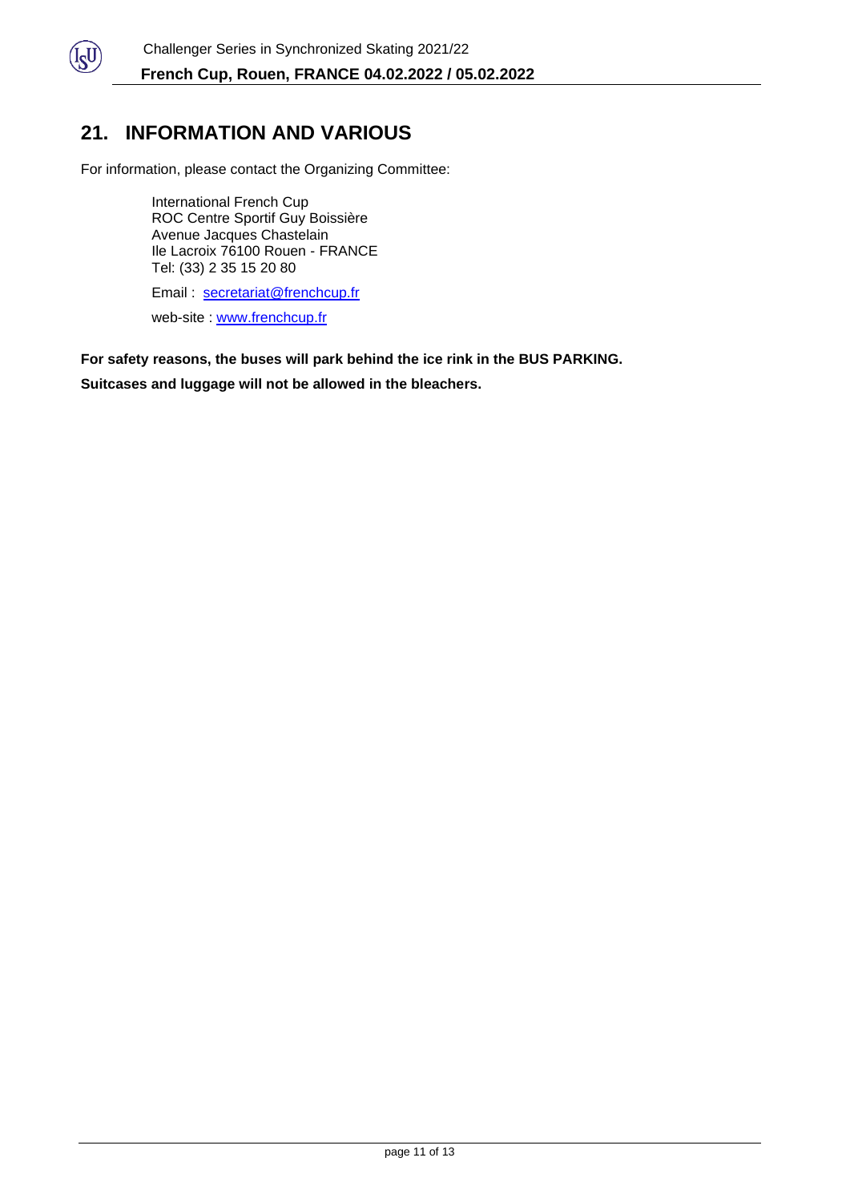## 21. INFORMATION AND VARIOUS

For information, please contact the Organizing Committee:

International French Cup
ROC Centre Sportif Guy Boissière
Avenue Jacques Chastelain
Ile Lacroix 76100 Rouen - FRANCE
Tel: (33) 2 35 15 20 80

Email : secretariat@frenchcup.fr

web-site : www.frenchcup.fr

**For safety reasons, the buses will park behind the ice rink in the BUS PARKING.**

**Suitcases and luggage will not be allowed in the bleachers.**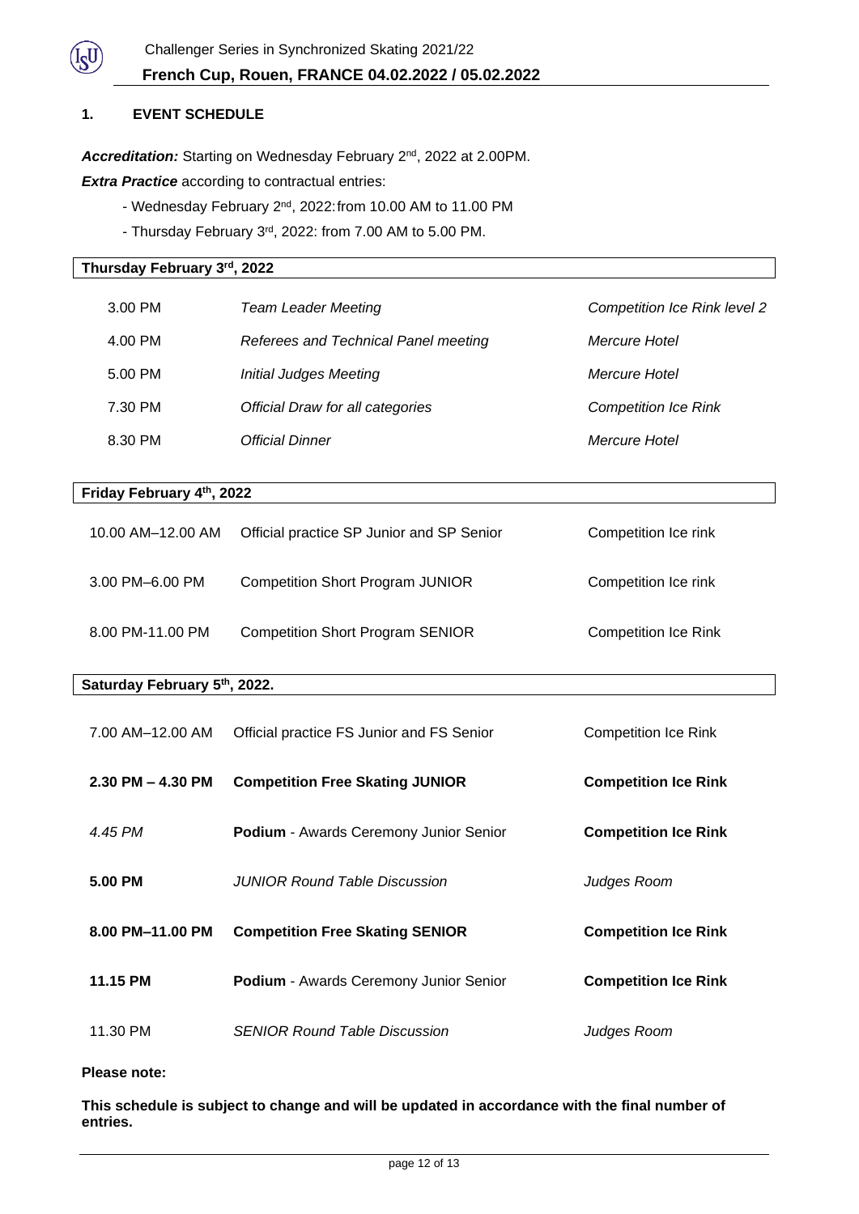## 1. EVENT SCHEDULE

***Accreditation:*** Starting on Wednesday February 2nd, 2022 at 2.00PM.

***Extra Practice*** according to contractual entries:

- Wednesday February 2nd, 2022: from 10.00 AM to 11.00 PM
- Thursday February 3rd, 2022: from 7.00 AM to 5.00 PM.

| **Thursday February 3rd, 2022** | | |
|---|---|---|
| 3.00 PM | *Team Leader Meeting* | *Competition Ice Rink level 2* |
| 4.00 PM | *Referees and Technical Panel meeting* | *Mercure Hotel* |
| 5.00 PM | *Initial Judges Meeting* | *Mercure Hotel* |
| 7.30 PM | *Official Draw for all categories* | *Competition Ice Rink* |
| 8.30 PM | *Official Dinner* | *Mercure Hotel* |

| **Friday February 4th, 2022** | | |
|---|---|---|
| 10.00 AM–12.00 AM | Official practice SP Junior and SP Senior | Competition Ice rink |
| 3.00 PM–6.00 PM | Competition Short Program JUNIOR | Competition Ice rink |
| 8.00 PM-11.00 PM | Competition Short Program SENIOR | Competition Ice Rink |

| **Saturday February 5th, 2022.** | | |
|---|---|---|
| 7.00 AM–12.00 AM | Official practice FS Junior and FS Senior | Competition Ice Rink |
| **2.30 PM – 4.30 PM** | **Competition Free Skating JUNIOR** | **Competition Ice Rink** |
| *4.45 PM* | **Podium** - Awards Ceremony Junior Senior | **Competition Ice Rink** |
| **5.00 PM** | *JUNIOR Round Table Discussion* | *Judges Room* |
| **8.00 PM–11.00 PM** | **Competition Free Skating SENIOR** | **Competition Ice Rink** |
| **11.15 PM** | **Podium** - Awards Ceremony Junior Senior | **Competition Ice Rink** |
| 11.30 PM | *SENIOR Round Table Discussion* | *Judges Room* |

**Please note:**

**This schedule is subject to change and will be updated in accordance with the final number of entries.**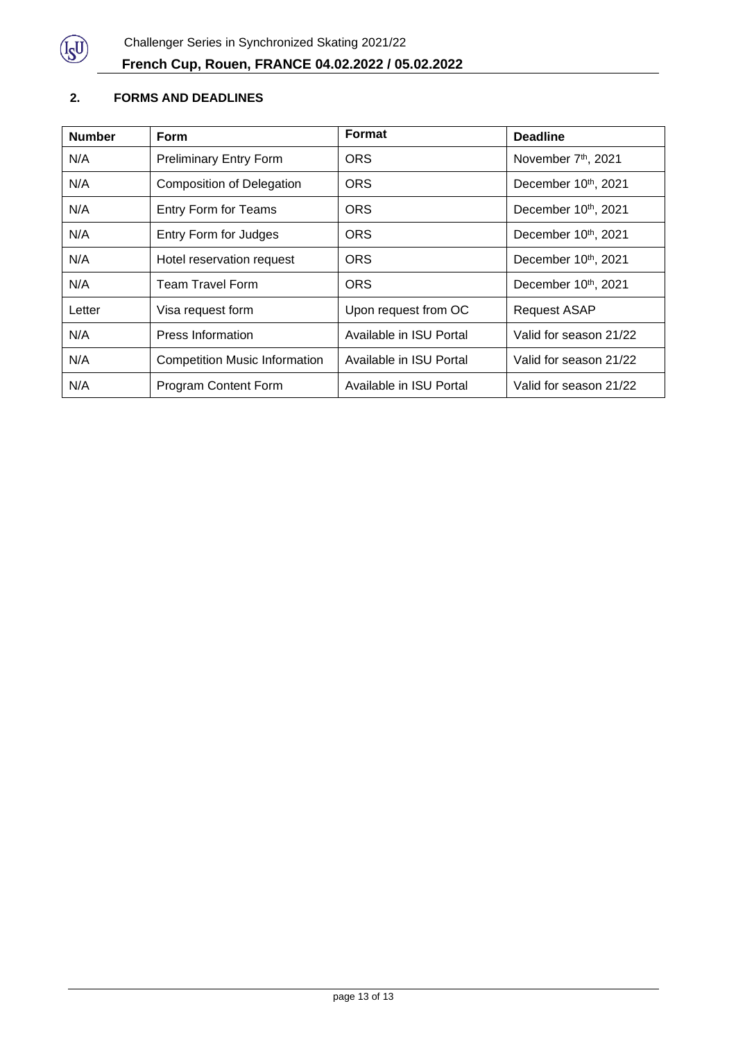## 2. FORMS AND DEADLINES

| Number | Form | Format | Deadline |
|---|---|---|---|
| N/A | Preliminary Entry Form | ORS | November 7th, 2021 |
| N/A | Composition of Delegation | ORS | December 10th, 2021 |
| N/A | Entry Form for Teams | ORS | December 10th, 2021 |
| N/A | Entry Form for Judges | ORS | December 10th, 2021 |
| N/A | Hotel reservation request | ORS | December 10th, 2021 |
| N/A | Team Travel Form | ORS | December 10th, 2021 |
| Letter | Visa request form | Upon request from OC | Request ASAP |
| N/A | Press Information | Available in ISU Portal | Valid for season 21/22 |
| N/A | Competition Music Information | Available in ISU Portal | Valid for season 21/22 |
| N/A | Program Content Form | Available in ISU Portal | Valid for season 21/22 |